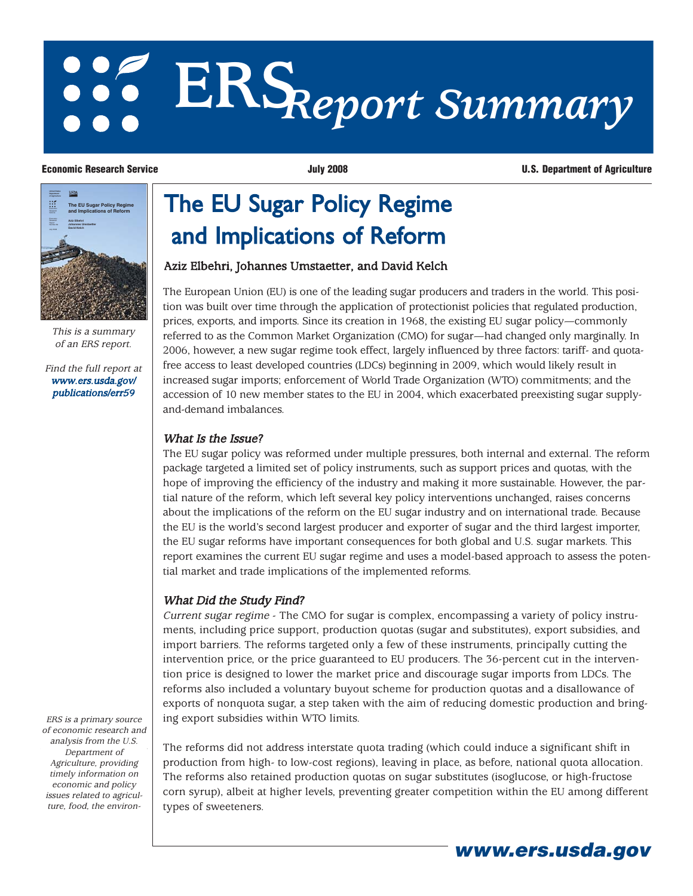# ERS Report Summary

**Economic Research Service** | **July 2008** | **U.S. Department of Agriculture**

*This is a summary of an ERS report.*

*Find the full report at www.ers.usda.gov/publications/err59*

# The EU Sugar Policy Regime and Implications of Reform

Aziz Elbehri, Johannes Umstaetter, and David Kelch

The European Union (EU) is one of the leading sugar producers and traders in the world. This position was built over time through the application of protectionist policies that regulated production, prices, exports, and imports. Since its creation in 1968, the existing EU sugar policy—commonly referred to as the Common Market Organization (CMO) for sugar—had changed only marginally. In 2006, however, a new sugar regime took effect, largely influenced by three factors: tariff- and quota-free access to least developed countries (LDCs) beginning in 2009, which would likely result in increased sugar imports; enforcement of World Trade Organization (WTO) commitments; and the accession of 10 new member states to the EU in 2004, which exacerbated preexisting sugar supply-and-demand imbalances.

### *What Is the Issue?*

The EU sugar policy was reformed under multiple pressures, both internal and external. The reform package targeted a limited set of policy instruments, such as support prices and quotas, with the hope of improving the efficiency of the industry and making it more sustainable. However, the partial nature of the reform, which left several key policy interventions unchanged, raises concerns about the implications of the reform on the EU sugar industry and on international trade. Because the EU is the world's second largest producer and exporter of sugar and the third largest importer, the EU sugar reforms have important consequences for both global and U.S. sugar markets. This report examines the current EU sugar regime and uses a model-based approach to assess the potential market and trade implications of the implemented reforms.

### *What Did the Study Find?*

*Current sugar regime* - The CMO for sugar is complex, encompassing a variety of policy instruments, including price support, production quotas (sugar and substitutes), export subsidies, and import barriers. The reforms targeted only a few of these instruments, principally cutting the intervention price, or the price guaranteed to EU producers. The 36-percent cut in the intervention price is designed to lower the market price and discourage sugar imports from LDCs. The reforms also included a voluntary buyout scheme for production quotas and a disallowance of exports of nonquota sugar, a step taken with the aim of reducing domestic production and bringing export subsidies within WTO limits.

The reforms did not address interstate quota trading (which could induce a significant shift in production from high- to low-cost regions), leaving in place, as before, national quota allocation. The reforms also retained production quotas on sugar substitutes (isoglucose, or high-fructose corn syrup), albeit at higher levels, preventing greater competition within the EU among different types of sweeteners.

*ERS is a primary source of economic research and analysis from the U.S. Department of Agriculture, providing timely information on economic and policy issues related to agriculture, food, the environ-*

**www.ers.usda.gov**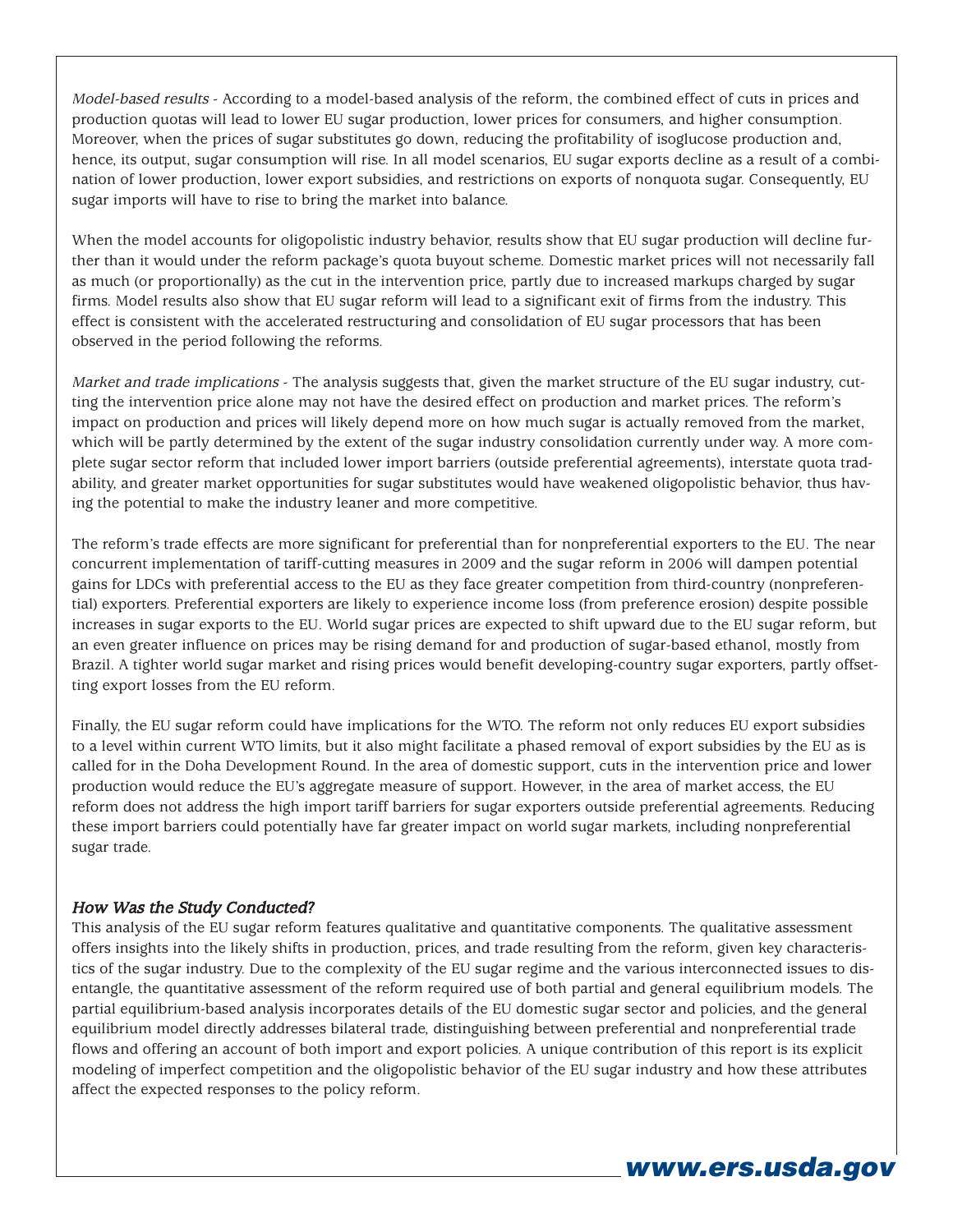*Model-based results -* According to a model-based analysis of the reform, the combined effect of cuts in prices and production quotas will lead to lower EU sugar production, lower prices for consumers, and higher consumption. Moreover, when the prices of sugar substitutes go down, reducing the profitability of isoglucose production and, hence, its output, sugar consumption will rise. In all model scenarios, EU sugar exports decline as a result of a combination of lower production, lower export subsidies, and restrictions on exports of nonquota sugar. Consequently, EU sugar imports will have to rise to bring the market into balance.

When the model accounts for oligopolistic industry behavior, results show that EU sugar production will decline further than it would under the reform package's quota buyout scheme. Domestic market prices will not necessarily fall as much (or proportionally) as the cut in the intervention price, partly due to increased markups charged by sugar firms. Model results also show that EU sugar reform will lead to a significant exit of firms from the industry. This effect is consistent with the accelerated restructuring and consolidation of EU sugar processors that has been observed in the period following the reforms.

*Market and trade implications -* The analysis suggests that, given the market structure of the EU sugar industry, cutting the intervention price alone may not have the desired effect on production and market prices. The reform's impact on production and prices will likely depend more on how much sugar is actually removed from the market, which will be partly determined by the extent of the sugar industry consolidation currently under way. A more complete sugar sector reform that included lower import barriers (outside preferential agreements), interstate quota tradability, and greater market opportunities for sugar substitutes would have weakened oligopolistic behavior, thus having the potential to make the industry leaner and more competitive.

The reform's trade effects are more significant for preferential than for nonpreferential exporters to the EU. The near concurrent implementation of tariff-cutting measures in 2009 and the sugar reform in 2006 will dampen potential gains for LDCs with preferential access to the EU as they face greater competition from third-country (nonpreferential) exporters. Preferential exporters are likely to experience income loss (from preference erosion) despite possible increases in sugar exports to the EU. World sugar prices are expected to shift upward due to the EU sugar reform, but an even greater influence on prices may be rising demand for and production of sugar-based ethanol, mostly from Brazil. A tighter world sugar market and rising prices would benefit developing-country sugar exporters, partly offsetting export losses from the EU reform.

Finally, the EU sugar reform could have implications for the WTO. The reform not only reduces EU export subsidies to a level within current WTO limits, but it also might facilitate a phased removal of export subsidies by the EU as is called for in the Doha Development Round. In the area of domestic support, cuts in the intervention price and lower production would reduce the EU's aggregate measure of support. However, in the area of market access, the EU reform does not address the high import tariff barriers for sugar exporters outside preferential agreements. Reducing these import barriers could potentially have far greater impact on world sugar markets, including nonpreferential sugar trade.

### *How Was the Study Conducted?*

This analysis of the EU sugar reform features qualitative and quantitative components. The qualitative assessment offers insights into the likely shifts in production, prices, and trade resulting from the reform, given key characteristics of the sugar industry. Due to the complexity of the EU sugar regime and the various interconnected issues to disentangle, the quantitative assessment of the reform required use of both partial and general equilibrium models. The partial equilibrium-based analysis incorporates details of the EU domestic sugar sector and policies, and the general equilibrium model directly addresses bilateral trade, distinguishing between preferential and nonpreferential trade flows and offering an account of both import and export policies. A unique contribution of this report is its explicit modeling of imperfect competition and the oligopolistic behavior of the EU sugar industry and how these attributes affect the expected responses to the policy reform.